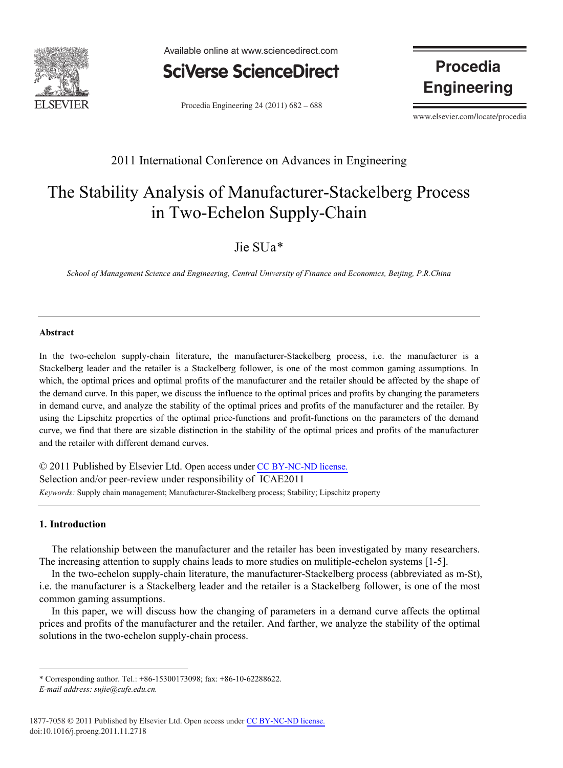2011 International Conference on Advances in Engineering

# The Stability Analysis of Manufacturer-Stackelberg Process in Two-Echelon Supply-Chain

Jie SUa*

*School of Management Science and Engineering, Central University of Finance and Economics, Beijing, P.R.China*

---

**Abstract**

In the two-echelon supply-chain literature, the manufacturer-Stackelberg process, i.e. the manufacturer is a Stackelberg leader and the retailer is a Stackelberg follower, is one of the most common gaming assumptions. In which, the optimal prices and optimal profits of the manufacturer and the retailer should be affected by the shape of the demand curve. In this paper, we discuss the influence to the optimal prices and profits by changing the parameters in demand curve, and analyze the stability of the optimal prices and profits of the manufacturer and the retailer. By using the Lipschitz properties of the optimal price-functions and profit-functions on the parameters of the demand curve, we find that there are sizable distinction in the stability of the optimal prices and profits of the manufacturer and the retailer with different demand curves.

© 2011 Published by Elsevier Ltd. Open access under CC BY-NC-ND license.
Selection and/or peer-review under responsibility of ICAE2011

*Keywords:* Supply chain management; Manufacturer-Stackelberg process; Stability; Lipschitz property

---

## 1. Introduction

The relationship between the manufacturer and the retailer has been investigated by many researchers. The increasing attention to supply chains leads to more studies on mulitiple-echelon systems [1-5].

In the two-echelon supply-chain literature, the manufacturer-Stackelberg process (abbreviated as m-St), i.e. the manufacturer is a Stackelberg leader and the retailer is a Stackelberg follower, is one of the most common gaming assumptions.

In this paper, we will discuss how the changing of parameters in a demand curve affects the optimal prices and profits of the manufacturer and the retailer. And farther, we analyze the stability of the optimal solutions in the two-echelon supply-chain process.

---

\* Corresponding author. Tel.: +86-15300173098; fax: +86-10-62288622.
*E-mail address: sujie@cufe.edu.cn.*

1877-7058 © 2011 Published by Elsevier Ltd. Open access under CC BY-NC-ND license.
doi:10.1016/j.proeng.2011.11.2718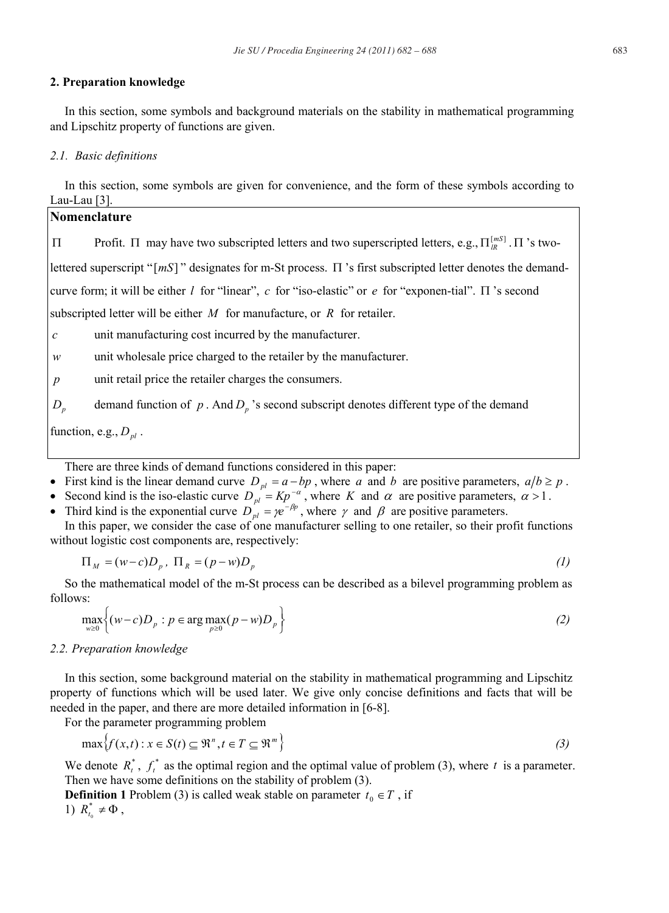## 2. Preparation knowledge

In this section, some symbols and background materials on the stability in mathematical programming and Lipschitz property of functions are given.

### 2.1. Basic definitions

In this section, some symbols are given for convenience, and the form of these symbols according to Lau-Lau [3].

**Nomenclature**

$\Pi$ Profit. $\Pi$ may have two subscripted letters and two superscripted letters, e.g., $\Pi_{lR}^{[mS]}$. $\Pi$ 's two-lettered superscript "$[mS]$" designates for m-St process. $\Pi$ 's first subscripted letter denotes the demand-curve form; it will be either $l$ for "linear", $c$ for "iso-elastic" or $e$ for "exponen-tial". $\Pi$ 's second subscripted letter will be either $M$ for manufacture, or $R$ for retailer.

$c$ unit manufacturing cost incurred by the manufacturer.

$w$ unit wholesale price charged to the retailer by the manufacturer.

$p$ unit retail price the retailer charges the consumers.

$D_p$ demand function of $p$. And $D_p$ 's second subscript denotes different type of the demand function, e.g., $D_{pl}$.

There are three kinds of demand functions considered in this paper:

- First kind is the linear demand curve $D_{pl} = a - bp$, where $a$ and $b$ are positive parameters, $a/b \geq p$.
- Second kind is the iso-elastic curve $D_{pl} = Kp^{-\alpha}$, where $K$ and $\alpha$ are positive parameters, $\alpha > 1$.
- Third kind is the exponential curve $D_{pl} = \gamma e^{-\beta p}$, where $\gamma$ and $\beta$ are positive parameters.

In this paper, we consider the case of one manufacturer selling to one retailer, so their profit functions without logistic cost components are, respectively:

$$\Pi_M = (w-c)D_p,\ \Pi_R = (p-w)D_p \tag{1}$$

So the mathematical model of the m-St process can be described as a bilevel programming problem as follows:

$$\max_{w \geq 0}\left\{(w-c)D_p : p \in \arg\max_{p \geq 0}(p-w)D_p\right\} \tag{2}$$

### 2.2. Preparation knowledge

In this section, some background material on the stability in mathematical programming and Lipschitz property of functions which will be used later. We give only concise definitions and facts that will be needed in the paper, and there are more detailed information in [6-8].

For the parameter programming problem

$$\max\left\{f(x,t) : x \in S(t) \subseteq \Re^n, t \in T \subseteq \Re^m\right\} \tag{3}$$

We denote $R_t^*$, $f_t^*$ as the optimal region and the optimal value of problem (3), where $t$ is a parameter. Then we have some definitions on the stability of problem (3).

**Definition 1** Problem (3) is called weak stable on parameter $t_0 \in T$, if

1) $R_{t_0}^* \neq \Phi$,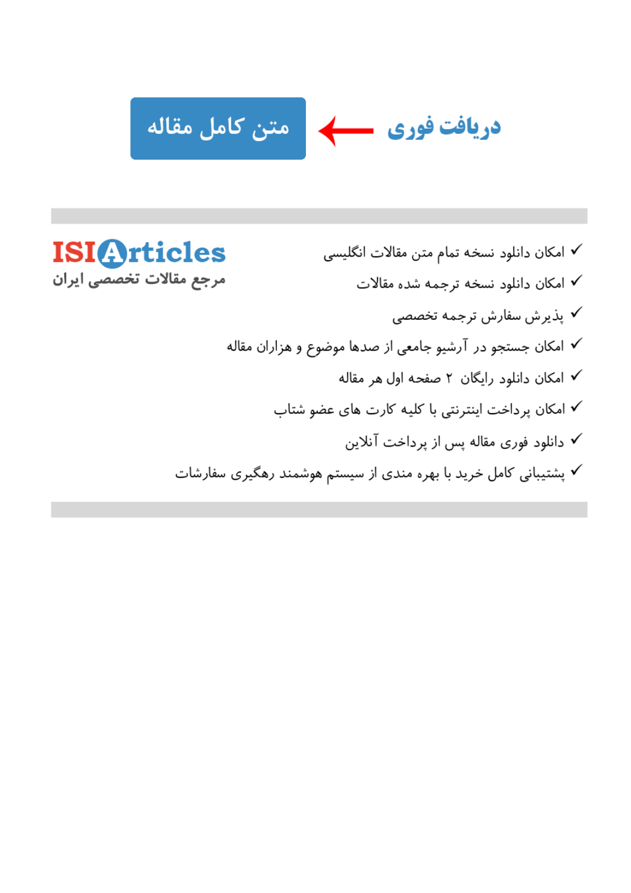دریافت فوری ← متن کامل مقاله

**ISIArticles**

مرجع مقالات تخصصی ایران

- ✓ امکان دانلود نسخه تمام متن مقالات انگلیسی
- ✓ امکان دانلود نسخه ترجمه شده مقالات
- ✓ پذیرش سفارش ترجمه تخصصی
- ✓ امکان جستجو در آرشیو جامعی از صدها موضوع و هزاران مقاله
- ✓ امکان دانلود رایگان ۲ صفحه اول هر مقاله
- ✓ امکان پرداخت اینترنتی با کلیه کارت های عضو شتاب
- ✓ دانلود فوری مقاله پس از پرداخت آنلاین
- ✓ پشتیبانی کامل خرید با بهره مندی از سیستم هوشمند رهگیری سفارشات